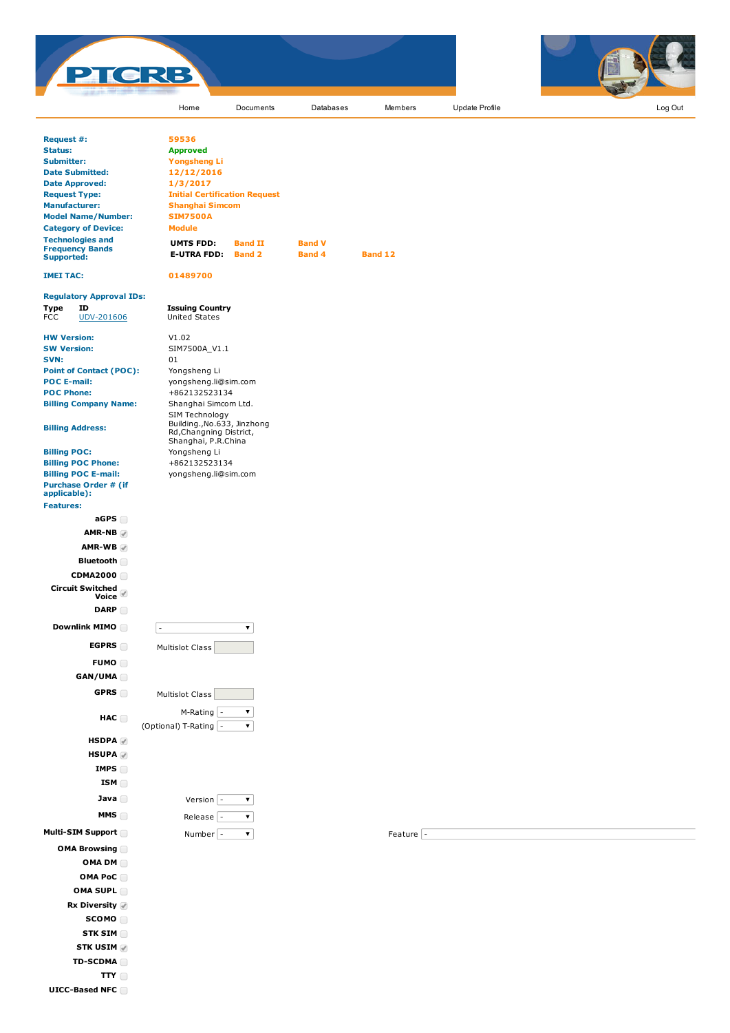**PTCRB**

Home | Documents | Databases | Members | Update Profile | Log Out

| | |
|---|---|
| **Request #:** | 59536 |
| **Status:** | Approved |
| **Submitter:** | Yongsheng Li |
| **Date Submitted:** | 12/12/2016 |
| **Date Approved:** | 1/3/2017 |
| **Request Type:** | Initial Certification Request |
| **Manufacturer:** | Shanghai Simcom |
| **Model Name/Number:** | SIM7500A |
| **Category of Device:** | Module |

**Technologies and Frequency Bands Supported:**

| | | | |
|---|---|---|---|
| **UMTS FDD:** | Band II | Band V | |
| **E-UTRA FDD:** | Band 2 | Band 4 | Band 12 |

**IMEI TAC:** 01489700

**Regulatory Approval IDs:**

| Type | ID | Issuing Country |
|---|---|---|
| FCC | UDV-201606 | United States |

| | |
|---|---|
| **HW Version:** | V1.02 |
| **SW Version:** | SIM7500A_V1.1 |
| **SVN:** | 01 |
| **Point of Contact (POC):** | Yongsheng Li |
| **POC E-mail:** | yongsheng.li@sim.com |
| **POC Phone:** | +862132523134 |
| **Billing Company Name:** | Shanghai Simcom Ltd. |
| **Billing Address:** | SIM Technology Building.,No.633, Jinzhong Rd,Changning District, Shanghai, P.R.China |
| **Billing POC:** | Yongsheng Li |
| **Billing POC Phone:** | +862132523134 |
| **Billing POC E-mail:** | yongsheng.li@sim.com |
| **Purchase Order # (if applicable):** | |

**Features:**

| Feature | Checked | Details |
|---|---|---|
| aGPS | ☐ | |
| AMR-NB | ☑ | |
| AMR-WB | ☑ | |
| Bluetooth | ☐ | |
| CDMA2000 | ☐ | |
| Circuit Switched Voice | ☑ | |
| DARP | ☐ | |
| Downlink MIMO | ☐ | - |
| EGPRS | ☐ | Multislot Class |
| FUMO | ☐ | |
| GAN/UMA | ☐ | |
| GPRS | ☐ | Multislot Class |
| HAC | ☐ | M-Rating - ; (Optional) T-Rating - |
| HSDPA | ☑ | |
| HSUPA | ☑ | |
| IMPS | ☐ | |
| ISM | ☐ | |
| Java | ☐ | Version - |
| MMS | ☐ | Release - |
| Multi-SIM Support | ☐ | Number - ; Feature - |
| OMA Browsing | ☐ | |
| OMA DM | ☐ | |
| OMA PoC | ☐ | |
| OMA SUPL | ☐ | |
| Rx Diversity | ☑ | |
| SCOMO | ☐ | |
| STK SIM | ☐ | |
| STK USIM | ☑ | |
| TD-SCDMA | ☐ | |
| TTY | ☐ | |
| UICC-Based NFC | ☐ | |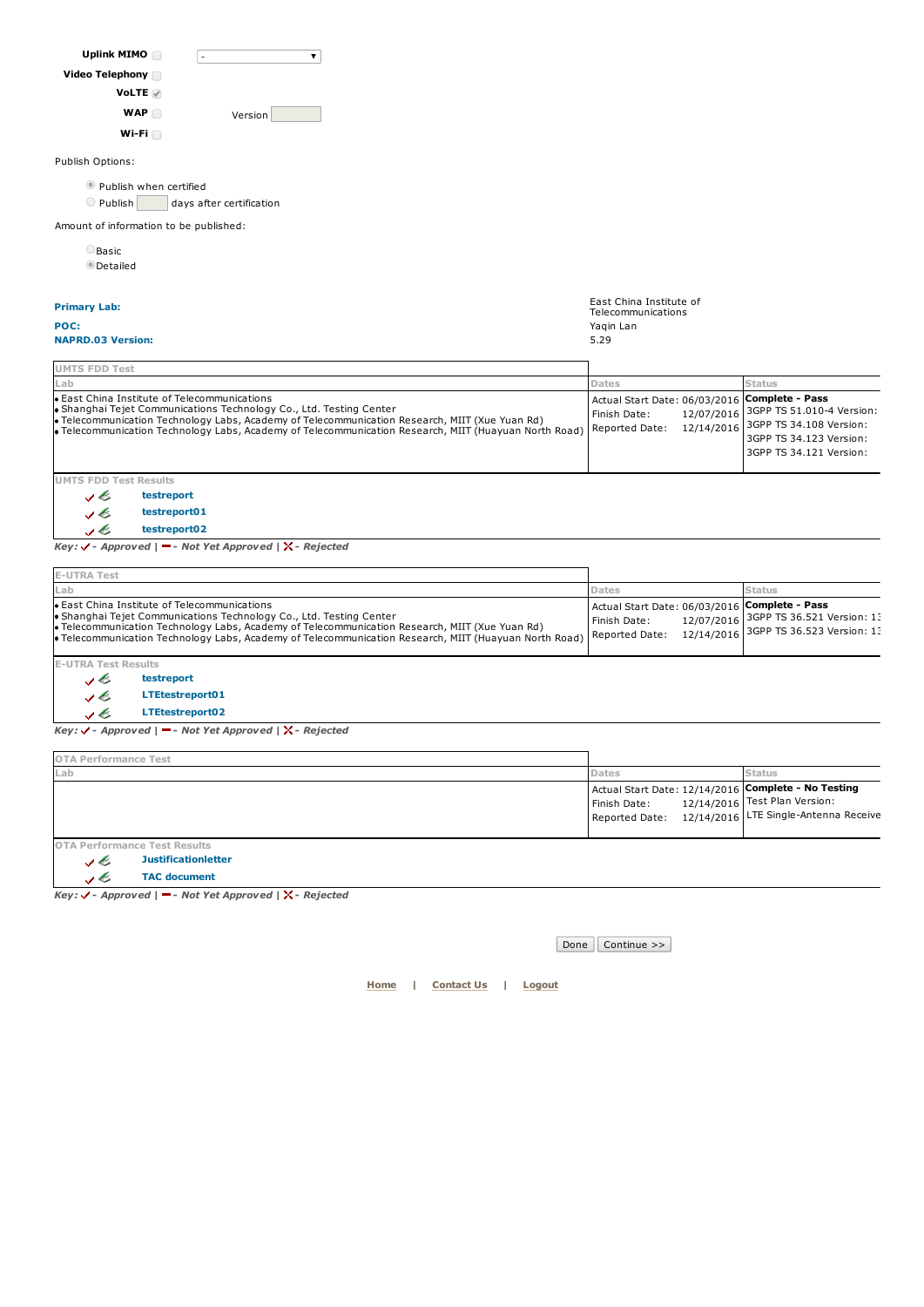**Uplink MIMO** ☐ -

**Video Telephony** ☐

**VoLTE** ☑

**WAP** ☐ Version

**Wi-Fi** ☐

Publish Options:

- ◉ Publish when certified
- ○ Publish ____ days after certification

Amount of information to be published:

- ○ Basic
- ◉ Detailed

| | |
|---|---|
| **Primary Lab:** | East China Institute of Telecommunications |
| **POC:** | Yaqin Lan |
| **NAPRD.03 Version:** | 5.29 |

**UMTS FDD Test**

| Lab | Dates | Status |
|---|---|---|
| • East China Institute of Telecommunications<br>• Shanghai Tejet Communications Technology Co., Ltd. Testing Center<br>• Telecommunication Technology Labs, Academy of Telecommunication Research, MIIT (Xue Yuan Rd)<br>• Telecommunication Technology Labs, Academy of Telecommunication Research, MIIT (Huayuan North Road) | Actual Start Date: 06/03/2016<br>Finish Date: 12/07/2016<br>Reported Date: 12/14/2016 | **Complete - Pass**<br>3GPP TS 51.010-4 Version:<br>3GPP TS 34.108 Version:<br>3GPP TS 34.123 Version:<br>3GPP TS 34.121 Version: |

**UMTS FDD Test Results**

- ✓ testreport
- ✓ testreport01
- ✓ testreport02

*Key: ✓ - Approved | — - Not Yet Approved | ✗ - Rejected*

**E-UTRA Test**

| Lab | Dates | Status |
|---|---|---|
| • East China Institute of Telecommunications<br>• Shanghai Tejet Communications Technology Co., Ltd. Testing Center<br>• Telecommunication Technology Labs, Academy of Telecommunication Research, MIIT (Xue Yuan Rd)<br>• Telecommunication Technology Labs, Academy of Telecommunication Research, MIIT (Huayuan North Road) | Actual Start Date: 06/03/2016<br>Finish Date: 12/07/2016<br>Reported Date: 12/14/2016 | **Complete - Pass**<br>3GPP TS 36.521 Version: 13<br>3GPP TS 36.523 Version: 13 |

**E-UTRA Test Results**

- ✓ testreport
- ✓ LTEtestreport01
- ✓ LTEtestreport02

*Key: ✓ - Approved | — - Not Yet Approved | ✗ - Rejected*

**OTA Performance Test**

| Lab | Dates | Status |
|---|---|---|
| | Actual Start Date: 12/14/2016<br>Finish Date: 12/14/2016<br>Reported Date: 12/14/2016 | **Complete - No Testing**<br>Test Plan Version:<br>LTE Single-Antenna Receive |

**OTA Performance Test Results**

- ✓ Justificationletter
- ✓ TAC document

*Key: ✓ - Approved | — - Not Yet Approved | ✗ - Rejected*

Done | Continue >>

Home | Contact Us | Logout